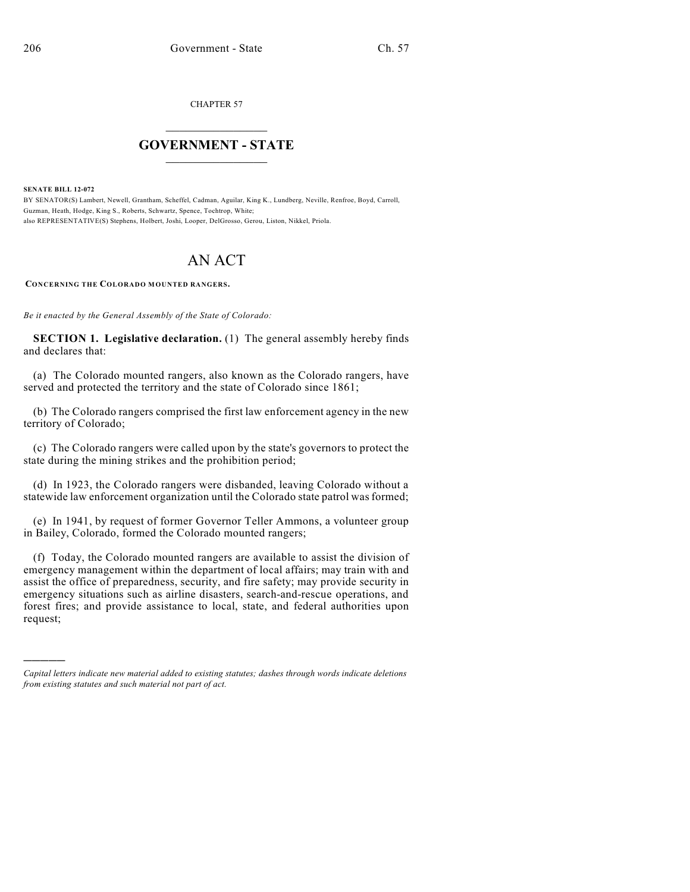CHAPTER 57

# GOVERNMENT - STATE

**SENATE BILL 12-072**

BY SENATOR(S) Lambert, Newell, Grantham, Scheffel, Cadman, Aguilar, King K., Lundberg, Neville, Renfroe, Boyd, Carroll, Guzman, Heath, Hodge, King S., Roberts, Schwartz, Spence, Tochtrop, White;
also REPRESENTATIVE(S) Stephens, Holbert, Joshi, Looper, DelGrosso, Gerou, Liston, Nikkel, Priola.

# AN ACT

**CONCERNING THE COLORADO MOUNTED RANGERS.**

*Be it enacted by the General Assembly of the State of Colorado:*

**SECTION 1. Legislative declaration.** (1) The general assembly hereby finds and declares that:

(a) The Colorado mounted rangers, also known as the Colorado rangers, have served and protected the territory and the state of Colorado since 1861;

(b) The Colorado rangers comprised the first law enforcement agency in the new territory of Colorado;

(c) The Colorado rangers were called upon by the state's governors to protect the state during the mining strikes and the prohibition period;

(d) In 1923, the Colorado rangers were disbanded, leaving Colorado without a statewide law enforcement organization until the Colorado state patrol was formed;

(e) In 1941, by request of former Governor Teller Ammons, a volunteer group in Bailey, Colorado, formed the Colorado mounted rangers;

(f) Today, the Colorado mounted rangers are available to assist the division of emergency management within the department of local affairs; may train with and assist the office of preparedness, security, and fire safety; may provide security in emergency situations such as airline disasters, search-and-rescue operations, and forest fires; and provide assistance to local, state, and federal authorities upon request;

---

*Capital letters indicate new material added to existing statutes; dashes through words indicate deletions from existing statutes and such material not part of act.*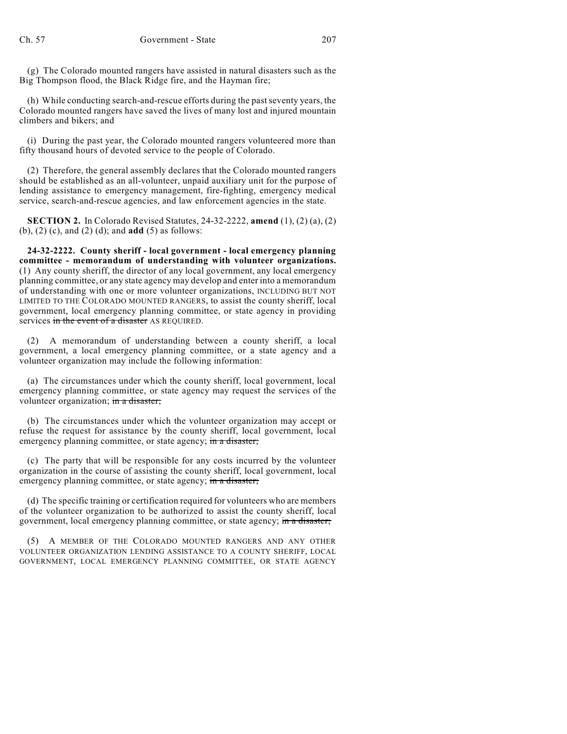(g) The Colorado mounted rangers have assisted in natural disasters such as the Big Thompson flood, the Black Ridge fire, and the Hayman fire;

(h) While conducting search-and-rescue efforts during the past seventy years, the Colorado mounted rangers have saved the lives of many lost and injured mountain climbers and bikers; and

(i) During the past year, the Colorado mounted rangers volunteered more than fifty thousand hours of devoted service to the people of Colorado.

(2) Therefore, the general assembly declares that the Colorado mounted rangers should be established as an all-volunteer, unpaid auxiliary unit for the purpose of lending assistance to emergency management, fire-fighting, emergency medical service, search-and-rescue agencies, and law enforcement agencies in the state.

**SECTION 2.** In Colorado Revised Statutes, 24-32-2222, **amend** (1), (2) (a), (2) (b), (2) (c), and (2) (d); and **add** (5) as follows:

**24-32-2222. County sheriff - local government - local emergency planning committee - memorandum of understanding with volunteer organizations.** (1) Any county sheriff, the director of any local government, any local emergency planning committee, or any state agency may develop and enter into a memorandum of understanding with one or more volunteer organizations, INCLUDING BUT NOT LIMITED TO THE COLORADO MOUNTED RANGERS, to assist the county sheriff, local government, local emergency planning committee, or state agency in providing services ~~in the event of a disaster~~ AS REQUIRED.

(2) A memorandum of understanding between a county sheriff, a local government, a local emergency planning committee, or a state agency and a volunteer organization may include the following information:

(a) The circumstances under which the county sheriff, local government, local emergency planning committee, or state agency may request the services of the volunteer organization; ~~in a disaster;~~

(b) The circumstances under which the volunteer organization may accept or refuse the request for assistance by the county sheriff, local government, local emergency planning committee, or state agency; ~~in a disaster;~~

(c) The party that will be responsible for any costs incurred by the volunteer organization in the course of assisting the county sheriff, local government, local emergency planning committee, or state agency; ~~in a disaster;~~

(d) The specific training or certification required for volunteers who are members of the volunteer organization to be authorized to assist the county sheriff, local government, local emergency planning committee, or state agency; ~~in a disaster;~~

(5) A MEMBER OF THE COLORADO MOUNTED RANGERS AND ANY OTHER VOLUNTEER ORGANIZATION LENDING ASSISTANCE TO A COUNTY SHERIFF, LOCAL GOVERNMENT, LOCAL EMERGENCY PLANNING COMMITTEE, OR STATE AGENCY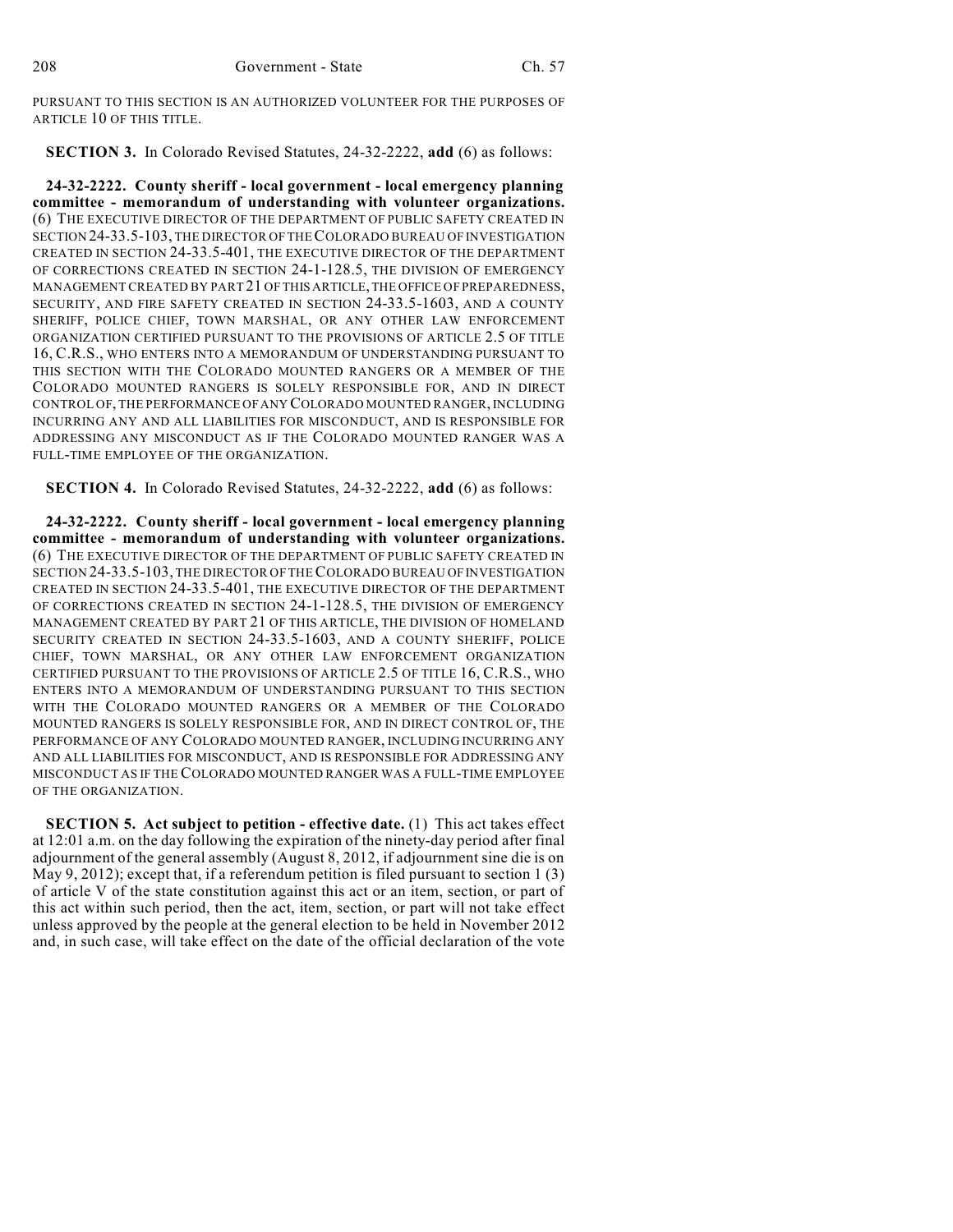PURSUANT TO THIS SECTION IS AN AUTHORIZED VOLUNTEER FOR THE PURPOSES OF ARTICLE 10 OF THIS TITLE.

**SECTION 3.** In Colorado Revised Statutes, 24-32-2222, **add** (6) as follows:

**24-32-2222. County sheriff - local government - local emergency planning committee - memorandum of understanding with volunteer organizations.** (6) THE EXECUTIVE DIRECTOR OF THE DEPARTMENT OF PUBLIC SAFETY CREATED IN SECTION 24-33.5-103, THE DIRECTOR OF THE COLORADO BUREAU OF INVESTIGATION CREATED IN SECTION 24-33.5-401, THE EXECUTIVE DIRECTOR OF THE DEPARTMENT OF CORRECTIONS CREATED IN SECTION 24-1-128.5, THE DIVISION OF EMERGENCY MANAGEMENT CREATED BY PART 21 OF THIS ARTICLE, THE OFFICE OF PREPAREDNESS, SECURITY, AND FIRE SAFETY CREATED IN SECTION 24-33.5-1603, AND A COUNTY SHERIFF, POLICE CHIEF, TOWN MARSHAL, OR ANY OTHER LAW ENFORCEMENT ORGANIZATION CERTIFIED PURSUANT TO THE PROVISIONS OF ARTICLE 2.5 OF TITLE 16, C.R.S., WHO ENTERS INTO A MEMORANDUM OF UNDERSTANDING PURSUANT TO THIS SECTION WITH THE COLORADO MOUNTED RANGERS OR A MEMBER OF THE COLORADO MOUNTED RANGERS IS SOLELY RESPONSIBLE FOR, AND IN DIRECT CONTROL OF, THE PERFORMANCE OF ANY COLORADO MOUNTED RANGER, INCLUDING INCURRING ANY AND ALL LIABILITIES FOR MISCONDUCT, AND IS RESPONSIBLE FOR ADDRESSING ANY MISCONDUCT AS IF THE COLORADO MOUNTED RANGER WAS A FULL-TIME EMPLOYEE OF THE ORGANIZATION.

**SECTION 4.** In Colorado Revised Statutes, 24-32-2222, **add** (6) as follows:

**24-32-2222. County sheriff - local government - local emergency planning committee - memorandum of understanding with volunteer organizations.** (6) THE EXECUTIVE DIRECTOR OF THE DEPARTMENT OF PUBLIC SAFETY CREATED IN SECTION 24-33.5-103, THE DIRECTOR OF THE COLORADO BUREAU OF INVESTIGATION CREATED IN SECTION 24-33.5-401, THE EXECUTIVE DIRECTOR OF THE DEPARTMENT OF CORRECTIONS CREATED IN SECTION 24-1-128.5, THE DIVISION OF EMERGENCY MANAGEMENT CREATED BY PART 21 OF THIS ARTICLE, THE DIVISION OF HOMELAND SECURITY CREATED IN SECTION 24-33.5-1603, AND A COUNTY SHERIFF, POLICE CHIEF, TOWN MARSHAL, OR ANY OTHER LAW ENFORCEMENT ORGANIZATION CERTIFIED PURSUANT TO THE PROVISIONS OF ARTICLE 2.5 OF TITLE 16, C.R.S., WHO ENTERS INTO A MEMORANDUM OF UNDERSTANDING PURSUANT TO THIS SECTION WITH THE COLORADO MOUNTED RANGERS OR A MEMBER OF THE COLORADO MOUNTED RANGERS IS SOLELY RESPONSIBLE FOR, AND IN DIRECT CONTROL OF, THE PERFORMANCE OF ANY COLORADO MOUNTED RANGER, INCLUDING INCURRING ANY AND ALL LIABILITIES FOR MISCONDUCT, AND IS RESPONSIBLE FOR ADDRESSING ANY MISCONDUCT AS IF THE COLORADO MOUNTED RANGER WAS A FULL-TIME EMPLOYEE OF THE ORGANIZATION.

**SECTION 5. Act subject to petition - effective date.** (1) This act takes effect at 12:01 a.m. on the day following the expiration of the ninety-day period after final adjournment of the general assembly (August 8, 2012, if adjournment sine die is on May 9, 2012); except that, if a referendum petition is filed pursuant to section 1 (3) of article V of the state constitution against this act or an item, section, or part of this act within such period, then the act, item, section, or part will not take effect unless approved by the people at the general election to be held in November 2012 and, in such case, will take effect on the date of the official declaration of the vote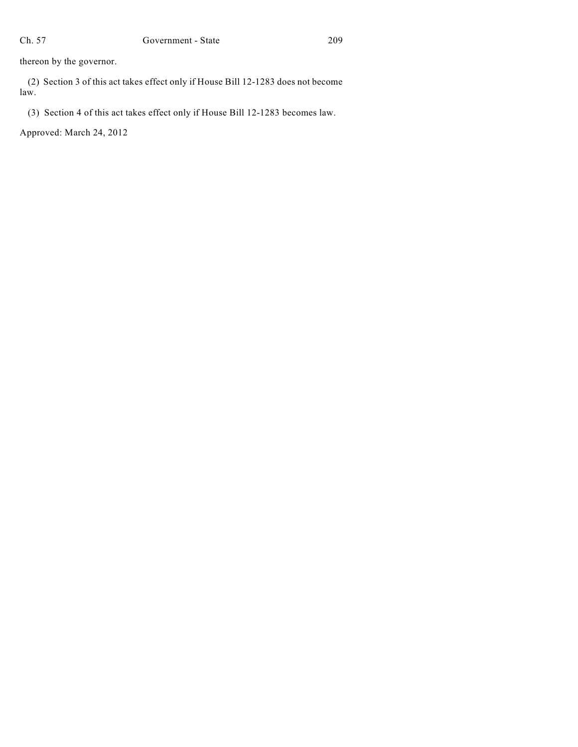thereon by the governor.

(2) Section 3 of this act takes effect only if House Bill 12-1283 does not become law.

(3) Section 4 of this act takes effect only if House Bill 12-1283 becomes law.

Approved: March 24, 2012